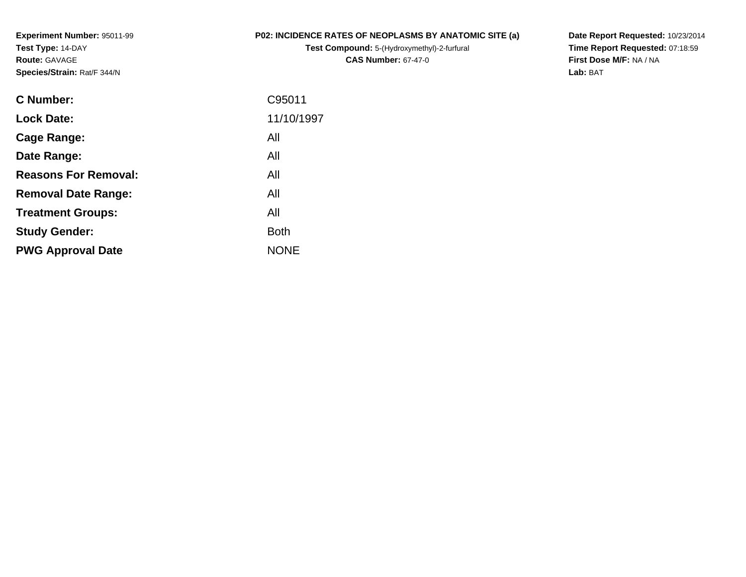**Experiment Number:** 95011-99
**Test Type:** 14-DAY
**Route:** GAVAGE
**Species/Strain:** Rat/F 344/N

**P02: INCIDENCE RATES OF NEOPLASMS BY ANATOMIC SITE (a)**
**Test Compound:** 5-(Hydroxymethyl)-2-furfural
**CAS Number:** 67-47-0

**Date Report Requested:** 10/23/2014
**Time Report Requested:** 07:18:59
**First Dose M/F:** NA / NA
**Lab:** BAT

| | |
|---|---|
| **C Number:** | C95011 |
| **Lock Date:** | 11/10/1997 |
| **Cage Range:** | All |
| **Date Range:** | All |
| **Reasons For Removal:** | All |
| **Removal Date Range:** | All |
| **Treatment Groups:** | All |
| **Study Gender:** | Both |
| **PWG Approval Date** | NONE |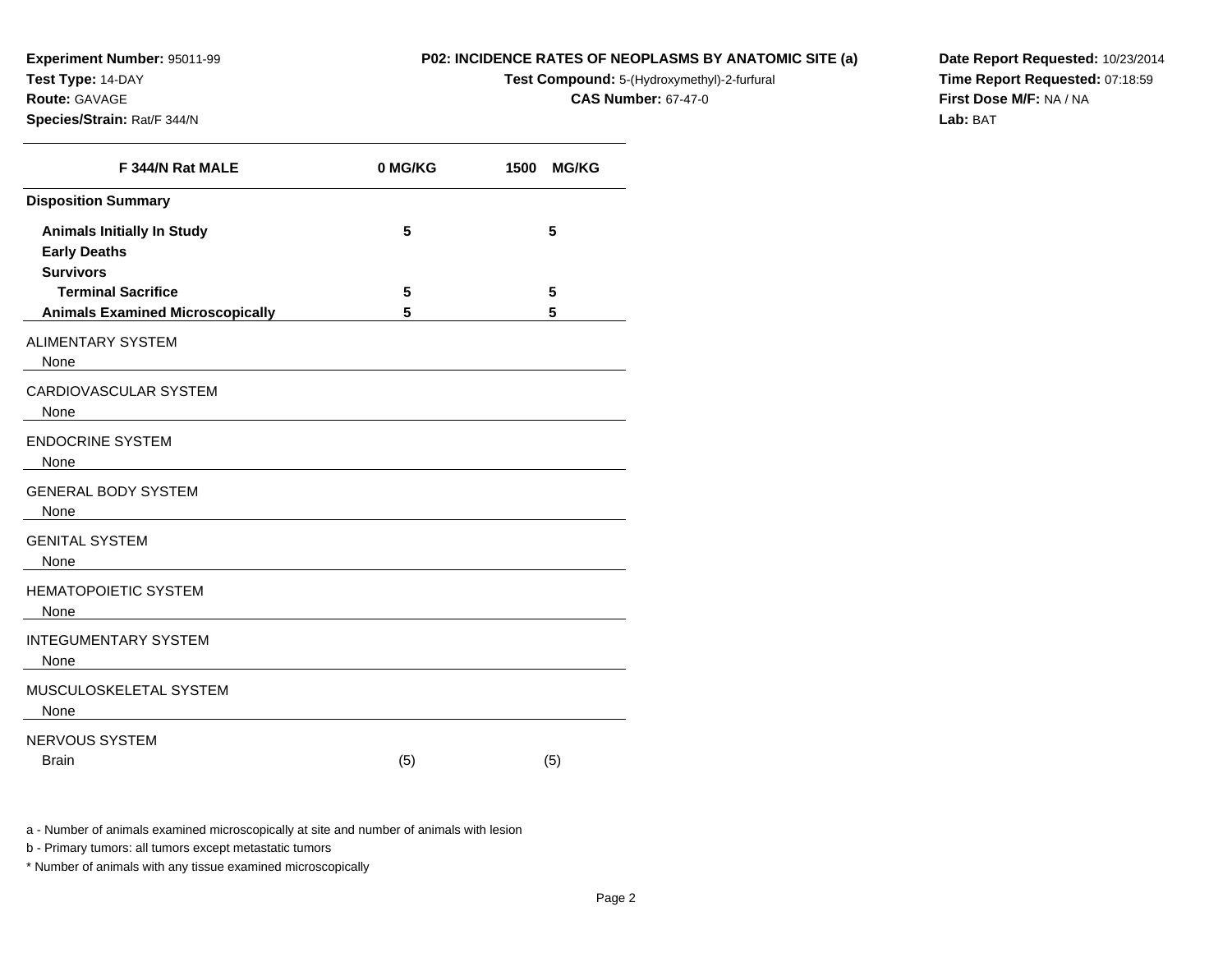**Experiment Number:** 95011-99
**Test Type:** 14-DAY
**Route:** GAVAGE
**Species/Strain:** Rat/F 344/N

**P02: INCIDENCE RATES OF NEOPLASMS BY ANATOMIC SITE (a)**
**Test Compound:** 5-(Hydroxymethyl)-2-furfural
**CAS Number:** 67-47-0

**Date Report Requested:** 10/23/2014
**Time Report Requested:** 07:18:59
**First Dose M/F:** NA / NA
**Lab:** BAT

| F 344/N Rat MALE | 0 MG/KG | 1500 MG/KG |
|---|---|---|
| **Disposition Summary** | | |
| **Animals Initially In Study** | 5 | 5 |
| **Early Deaths** | | |
| **Survivors** | | |
| **Terminal Sacrifice** | 5 | 5 |
| **Animals Examined Microscopically** | 5 | 5 |
| ALIMENTARY SYSTEM | | |
| None | | |
| CARDIOVASCULAR SYSTEM | | |
| None | | |
| ENDOCRINE SYSTEM | | |
| None | | |
| GENERAL BODY SYSTEM | | |
| None | | |
| GENITAL SYSTEM | | |
| None | | |
| HEMATOPOIETIC SYSTEM | | |
| None | | |
| INTEGUMENTARY SYSTEM | | |
| None | | |
| MUSCULOSKELETAL SYSTEM | | |
| None | | |
| NERVOUS SYSTEM | | |
| Brain | (5) | (5) |

a - Number of animals examined microscopically at site and number of animals with lesion

b - Primary tumors: all tumors except metastatic tumors

* Number of animals with any tissue examined microscopically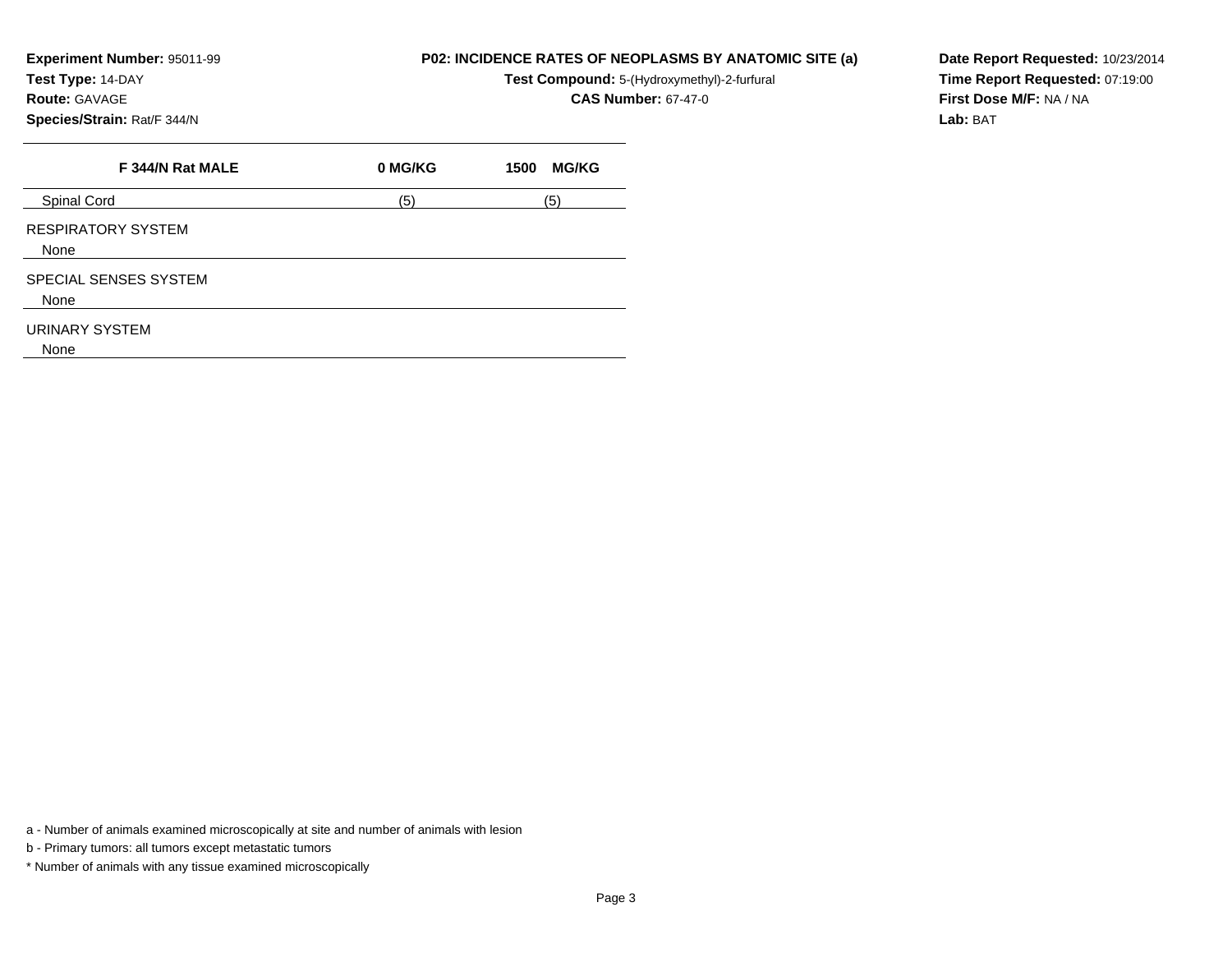**Experiment Number:** 95011-99
**Test Type:** 14-DAY
**Route:** GAVAGE
**Species/Strain:** Rat/F 344/N

**P02: INCIDENCE RATES OF NEOPLASMS BY ANATOMIC SITE (a)**
**Test Compound:** 5-(Hydroxymethyl)-2-furfural
**CAS Number:** 67-47-0

**Date Report Requested:** 10/23/2014
**Time Report Requested:** 07:19:00
**First Dose M/F:** NA / NA
**Lab:** BAT

| F 344/N Rat MALE | 0 MG/KG | 1500 MG/KG |
|---|---|---|
| Spinal Cord | (5) | (5) |
| RESPIRATORY SYSTEM | | |
| None | | |
| SPECIAL SENSES SYSTEM | | |
| None | | |
| URINARY SYSTEM | | |
| None | | |

a - Number of animals examined microscopically at site and number of animals with lesion

b - Primary tumors: all tumors except metastatic tumors

* Number of animals with any tissue examined microscopically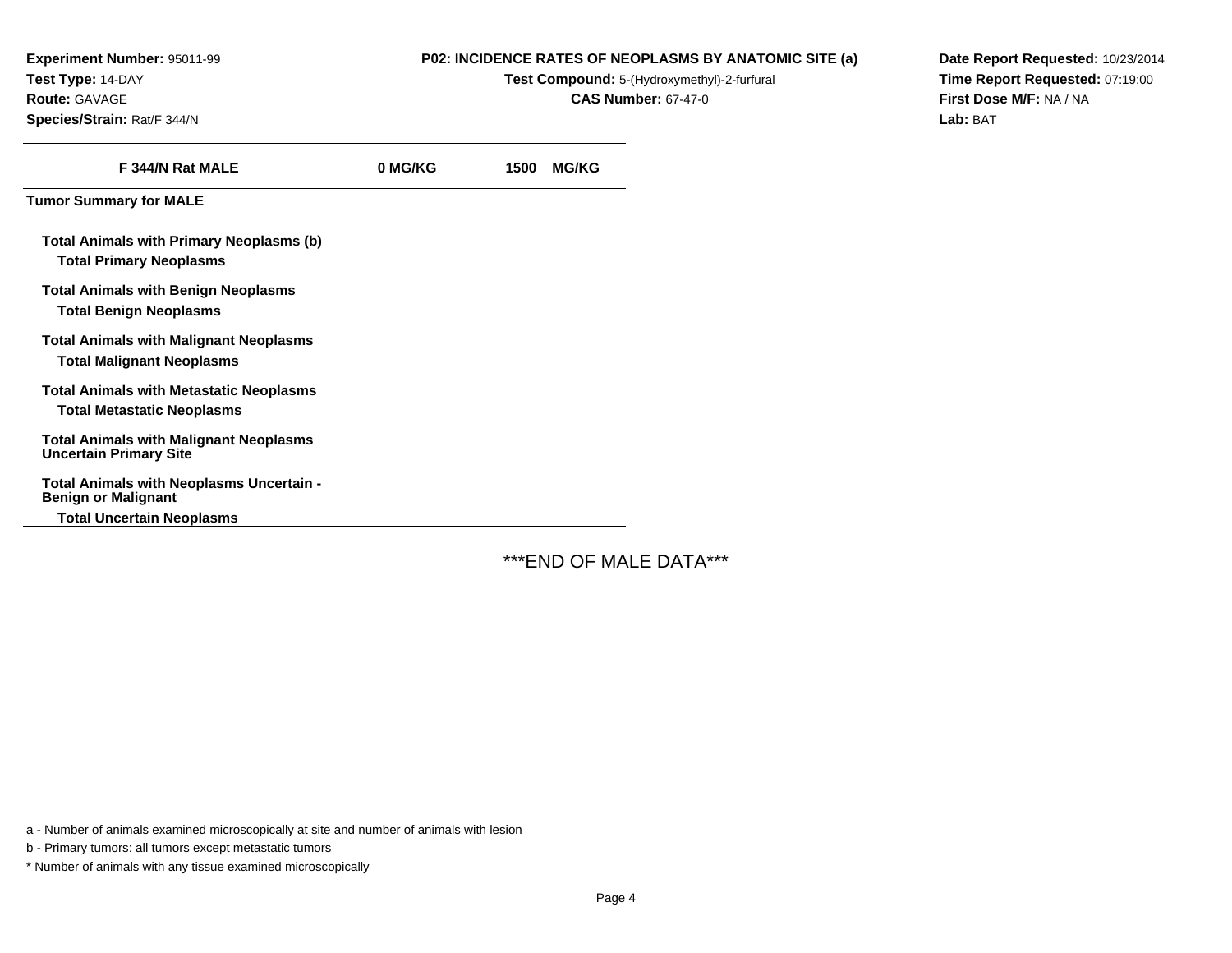**Experiment Number:** 95011-99
**Test Type:** 14-DAY
**Route:** GAVAGE
**Species/Strain:** Rat/F 344/N

**P02: INCIDENCE RATES OF NEOPLASMS BY ANATOMIC SITE (a)**
**Test Compound:** 5-(Hydroxymethyl)-2-furfural
**CAS Number:** 67-47-0

**Date Report Requested:** 10/23/2014
**Time Report Requested:** 07:19:00
**First Dose M/F:** NA / NA
**Lab:** BAT

| F 344/N Rat MALE | 0 MG/KG | 1500 MG/KG |
|---|---|---|
| **Tumor Summary for MALE** | | |
| **Total Animals with Primary Neoplasms (b)** | | |
| **Total Primary Neoplasms** | | |
| **Total Animals with Benign Neoplasms** | | |
| **Total Benign Neoplasms** | | |
| **Total Animals with Malignant Neoplasms** | | |
| **Total Malignant Neoplasms** | | |
| **Total Animals with Metastatic Neoplasms** | | |
| **Total Metastatic Neoplasms** | | |
| **Total Animals with Malignant Neoplasms Uncertain Primary Site** | | |
| **Total Animals with Neoplasms Uncertain - Benign or Malignant** | | |
| **Total Uncertain Neoplasms** | | |

***END OF MALE DATA***

a - Number of animals examined microscopically at site and number of animals with lesion

b - Primary tumors: all tumors except metastatic tumors

* Number of animals with any tissue examined microscopically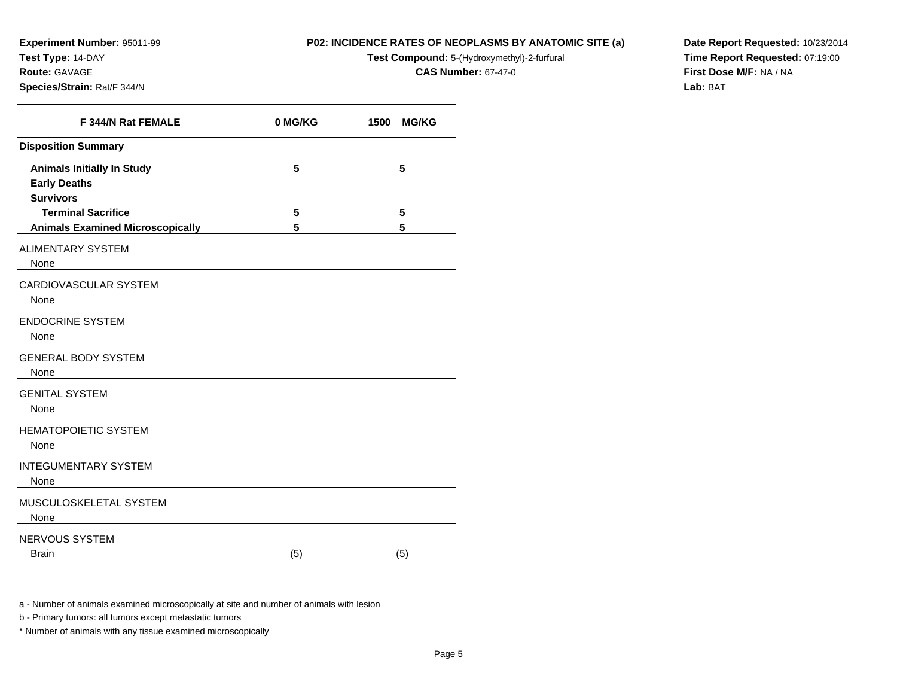**Experiment Number:** 95011-99
**Test Type:** 14-DAY
**Route:** GAVAGE
**Species/Strain:** Rat/F 344/N

**P02: INCIDENCE RATES OF NEOPLASMS BY ANATOMIC SITE (a)**
**Test Compound:** 5-(Hydroxymethyl)-2-furfural
**CAS Number:** 67-47-0

**Date Report Requested:** 10/23/2014
**Time Report Requested:** 07:19:00
**First Dose M/F:** NA / NA
**Lab:** BAT

| F 344/N Rat FEMALE | 0 MG/KG | 1500 MG/KG |
|---|---|---|
| **Disposition Summary** | | |
| **Animals Initially In Study** | 5 | 5 |
| **Early Deaths** | | |
| **Survivors** | | |
| **Terminal Sacrifice** | 5 | 5 |
| **Animals Examined Microscopically** | 5 | 5 |
| ALIMENTARY SYSTEM | | |
| None | | |
| CARDIOVASCULAR SYSTEM | | |
| None | | |
| ENDOCRINE SYSTEM | | |
| None | | |
| GENERAL BODY SYSTEM | | |
| None | | |
| GENITAL SYSTEM | | |
| None | | |
| HEMATOPOIETIC SYSTEM | | |
| None | | |
| INTEGUMENTARY SYSTEM | | |
| None | | |
| MUSCULOSKELETAL SYSTEM | | |
| None | | |
| NERVOUS SYSTEM | | |
| Brain | (5) | (5) |

a - Number of animals examined microscopically at site and number of animals with lesion

b - Primary tumors: all tumors except metastatic tumors

* Number of animals with any tissue examined microscopically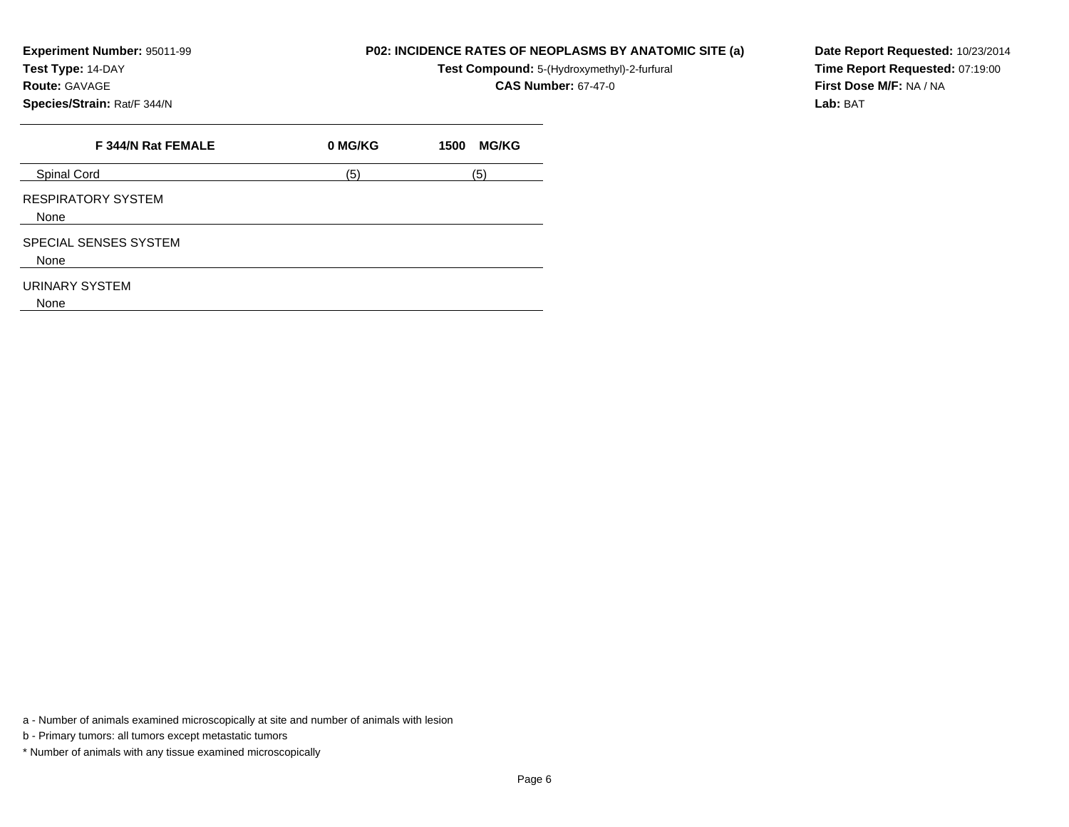**Experiment Number:** 95011-99
**Test Type:** 14-DAY
**Route:** GAVAGE
**Species/Strain:** Rat/F 344/N

**P02: INCIDENCE RATES OF NEOPLASMS BY ANATOMIC SITE (a)**
**Test Compound:** 5-(Hydroxymethyl)-2-furfural
**CAS Number:** 67-47-0

**Date Report Requested:** 10/23/2014
**Time Report Requested:** 07:19:00
**First Dose M/F:** NA / NA
**Lab:** BAT

| F 344/N Rat FEMALE | 0 MG/KG | 1500 MG/KG |
|---|---|---|
| Spinal Cord | (5) | (5) |
| RESPIRATORY SYSTEM | | |
| None | | |
| SPECIAL SENSES SYSTEM | | |
| None | | |
| URINARY SYSTEM | | |
| None | | |

a - Number of animals examined microscopically at site and number of animals with lesion

b - Primary tumors: all tumors except metastatic tumors

* Number of animals with any tissue examined microscopically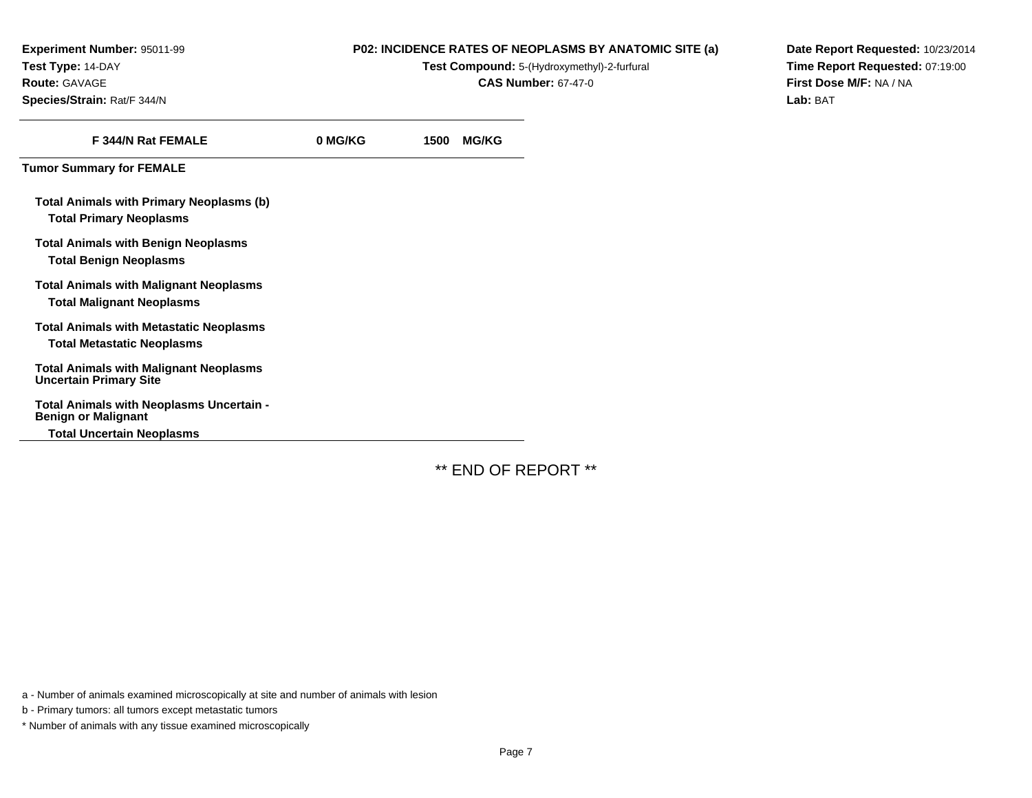**Experiment Number:** 95011-99
**Test Type:** 14-DAY
**Route:** GAVAGE
**Species/Strain:** Rat/F 344/N

**P02: INCIDENCE RATES OF NEOPLASMS BY ANATOMIC SITE (a)**
**Test Compound:** 5-(Hydroxymethyl)-2-furfural
**CAS Number:** 67-47-0

**Date Report Requested:** 10/23/2014
**Time Report Requested:** 07:19:00
**First Dose M/F:** NA / NA
**Lab:** BAT

| F 344/N Rat FEMALE | 0 MG/KG | 1500 MG/KG |
|---|---|---|
| **Tumor Summary for FEMALE** | | |
| **Total Animals with Primary Neoplasms (b)** | | |
| **Total Primary Neoplasms** | | |
| **Total Animals with Benign Neoplasms** | | |
| **Total Benign Neoplasms** | | |
| **Total Animals with Malignant Neoplasms** | | |
| **Total Malignant Neoplasms** | | |
| **Total Animals with Metastatic Neoplasms** | | |
| **Total Metastatic Neoplasms** | | |
| **Total Animals with Malignant Neoplasms Uncertain Primary Site** | | |
| **Total Animals with Neoplasms Uncertain - Benign or Malignant** | | |
| **Total Uncertain Neoplasms** | | |

** END OF REPORT **

a - Number of animals examined microscopically at site and number of animals with lesion

b - Primary tumors: all tumors except metastatic tumors

* Number of animals with any tissue examined microscopically